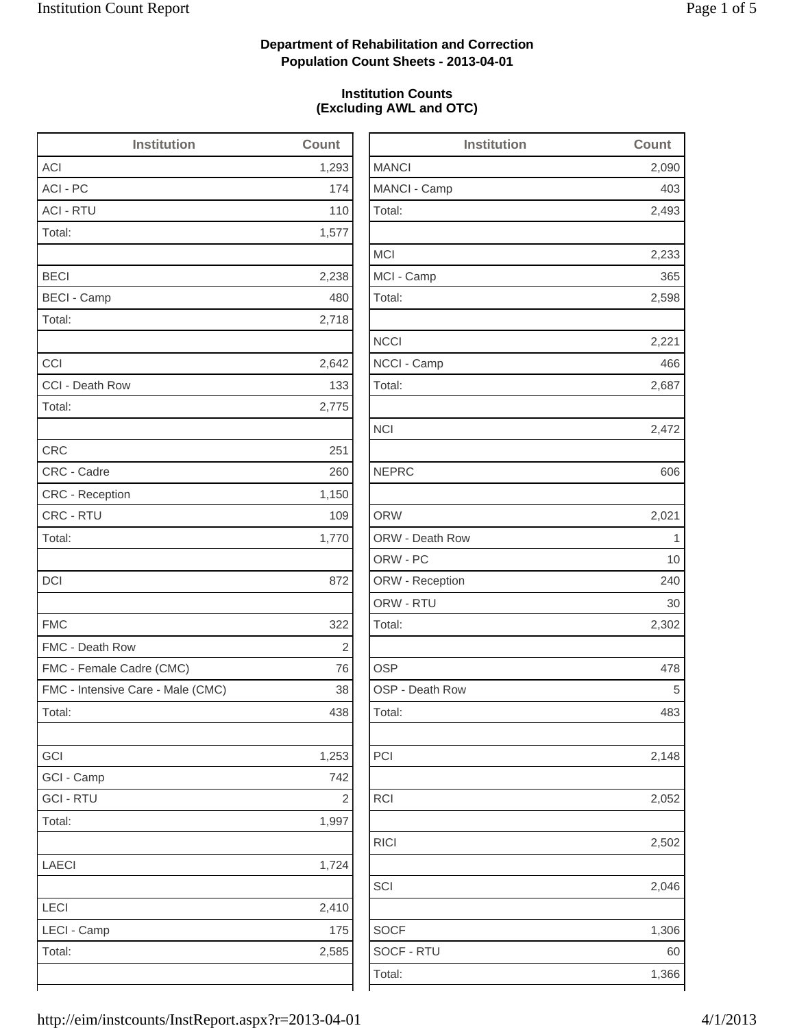**Department of Rehabilitation and Correction**
**Population Count Sheets - 2013-04-01**

**Institution Counts**
**(Excluding AWL and OTC)**

| Institution | Count |
|---|---|
| ACI | 1,293 |
| ACI - PC | 174 |
| ACI - RTU | 110 |
| Total: | 1,577 |
| | |
| BECI | 2,238 |
| BECI - Camp | 480 |
| Total: | 2,718 |
| | |
| CCI | 2,642 |
| CCI - Death Row | 133 |
| Total: | 2,775 |
| | |
| CRC | 251 |
| CRC - Cadre | 260 |
| CRC - Reception | 1,150 |
| CRC - RTU | 109 |
| Total: | 1,770 |
| | |
| DCI | 872 |
| | |
| FMC | 322 |
| FMC - Death Row | 2 |
| FMC - Female Cadre (CMC) | 76 |
| FMC - Intensive Care - Male (CMC) | 38 |
| Total: | 438 |
| | |
| GCI | 1,253 |
| GCI - Camp | 742 |
| GCI - RTU | 2 |
| Total: | 1,997 |
| | |
| LAECI | 1,724 |
| | |
| LECI | 2,410 |
| LECI - Camp | 175 |
| Total: | 2,585 |
| | |

| Institution | Count |
|---|---|
| MANCI | 2,090 |
| MANCI - Camp | 403 |
| Total: | 2,493 |
| | |
| MCI | 2,233 |
| MCI - Camp | 365 |
| Total: | 2,598 |
| | |
| NCCI | 2,221 |
| NCCI - Camp | 466 |
| Total: | 2,687 |
| | |
| NCI | 2,472 |
| | |
| NEPRC | 606 |
| | |
| ORW | 2,021 |
| ORW - Death Row | 1 |
| ORW - PC | 10 |
| ORW - Reception | 240 |
| ORW - RTU | 30 |
| Total: | 2,302 |
| | |
| OSP | 478 |
| OSP - Death Row | 5 |
| Total: | 483 |
| | |
| PCI | 2,148 |
| | |
| RCI | 2,052 |
| | |
| RICI | 2,502 |
| | |
| SCI | 2,046 |
| | |
| SOCF | 1,306 |
| SOCF - RTU | 60 |
| Total: | 1,366 |
| | |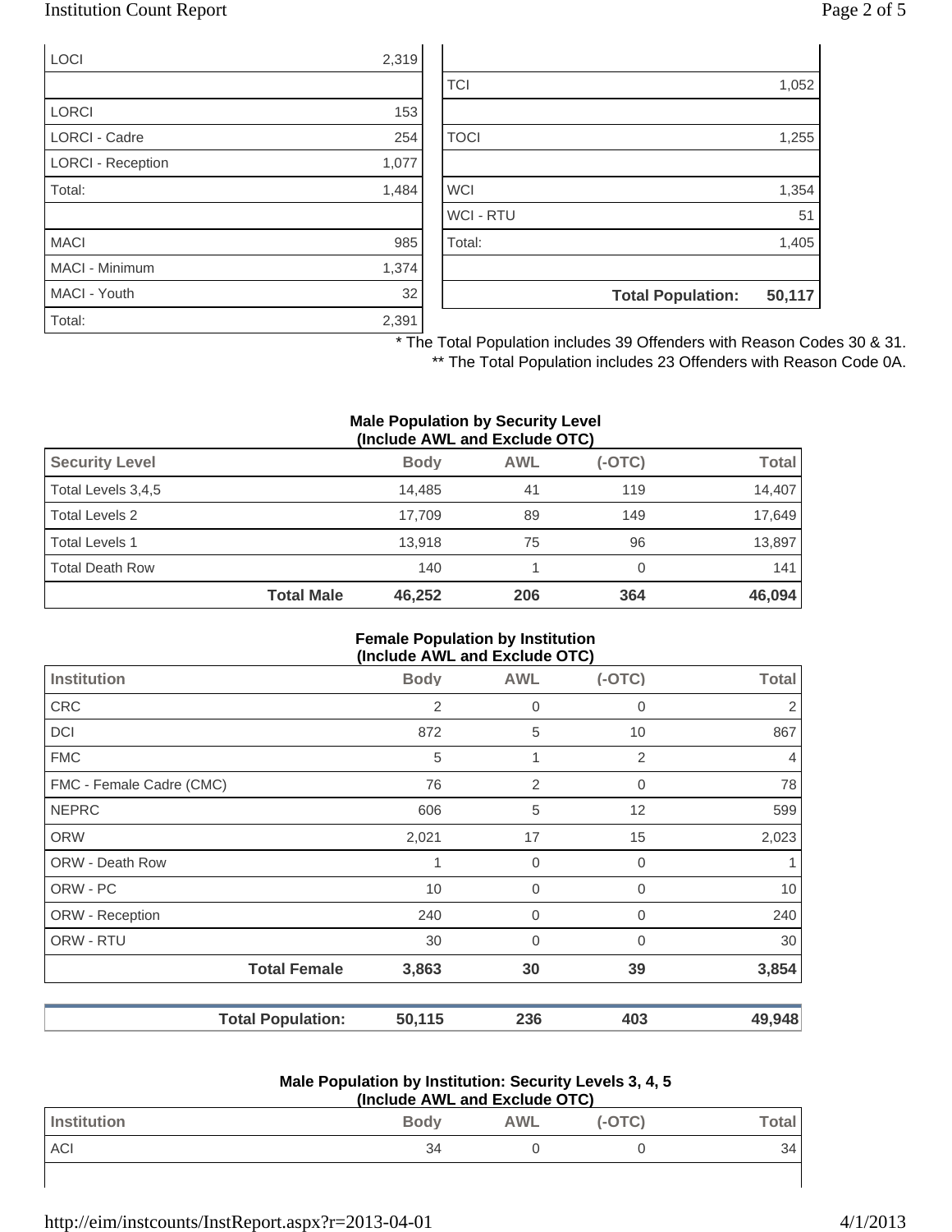| | |
|---|---|
| LOCI | 2,319 |
| | |
| LORCI | 153 |
| LORCI - Cadre | 254 |
| LORCI - Reception | 1,077 |
| Total: | 1,484 |
| | |
| MACI | 985 |
| MACI - Minimum | 1,374 |
| MACI - Youth | 32 |
| Total: | 2,391 |

| | |
|---|---|
| | |
| TCI | 1,052 |
| | |
| TOCI | 1,255 |
| | |
| WCI | 1,354 |
| WCI - RTU | 51 |
| Total: | 1,405 |
| | |
| **Total Population:** | **50,117** |

\* The Total Population includes 39 Offenders with Reason Codes 30 & 31.

\** The Total Population includes 23 Offenders with Reason Code 0A.

**Male Population by Security Level (Include AWL and Exclude OTC)**

| Security Level | Body | AWL | (-OTC) | Total |
|---|---|---|---|---|
| Total Levels 3,4,5 | 14,485 | 41 | 119 | 14,407 |
| Total Levels 2 | 17,709 | 89 | 149 | 17,649 |
| Total Levels 1 | 13,918 | 75 | 96 | 13,897 |
| Total Death Row | 140 | 1 | 0 | 141 |
| **Total Male** | **46,252** | **206** | **364** | **46,094** |

**Female Population by Institution (Include AWL and Exclude OTC)**

| Institution | Body | AWL | (-OTC) | Total |
|---|---|---|---|---|
| CRC | 2 | 0 | 0 | 2 |
| DCI | 872 | 5 | 10 | 867 |
| FMC | 5 | 1 | 2 | 4 |
| FMC - Female Cadre (CMC) | 76 | 2 | 0 | 78 |
| NEPRC | 606 | 5 | 12 | 599 |
| ORW | 2,021 | 17 | 15 | 2,023 |
| ORW - Death Row | 1 | 0 | 0 | 1 |
| ORW - PC | 10 | 0 | 0 | 10 |
| ORW - Reception | 240 | 0 | 0 | 240 |
| ORW - RTU | 30 | 0 | 0 | 30 |
| **Total Female** | **3,863** | **30** | **39** | **3,854** |

| | Body | AWL | (-OTC) | Total |
|---|---|---|---|---|
| **Total Population:** | **50,115** | **236** | **403** | **49,948** |

**Male Population by Institution: Security Levels 3, 4, 5 (Include AWL and Exclude OTC)**

| Institution | Body | AWL | (-OTC) | Total |
|---|---|---|---|---|
| ACI | 34 | 0 | 0 | 34 |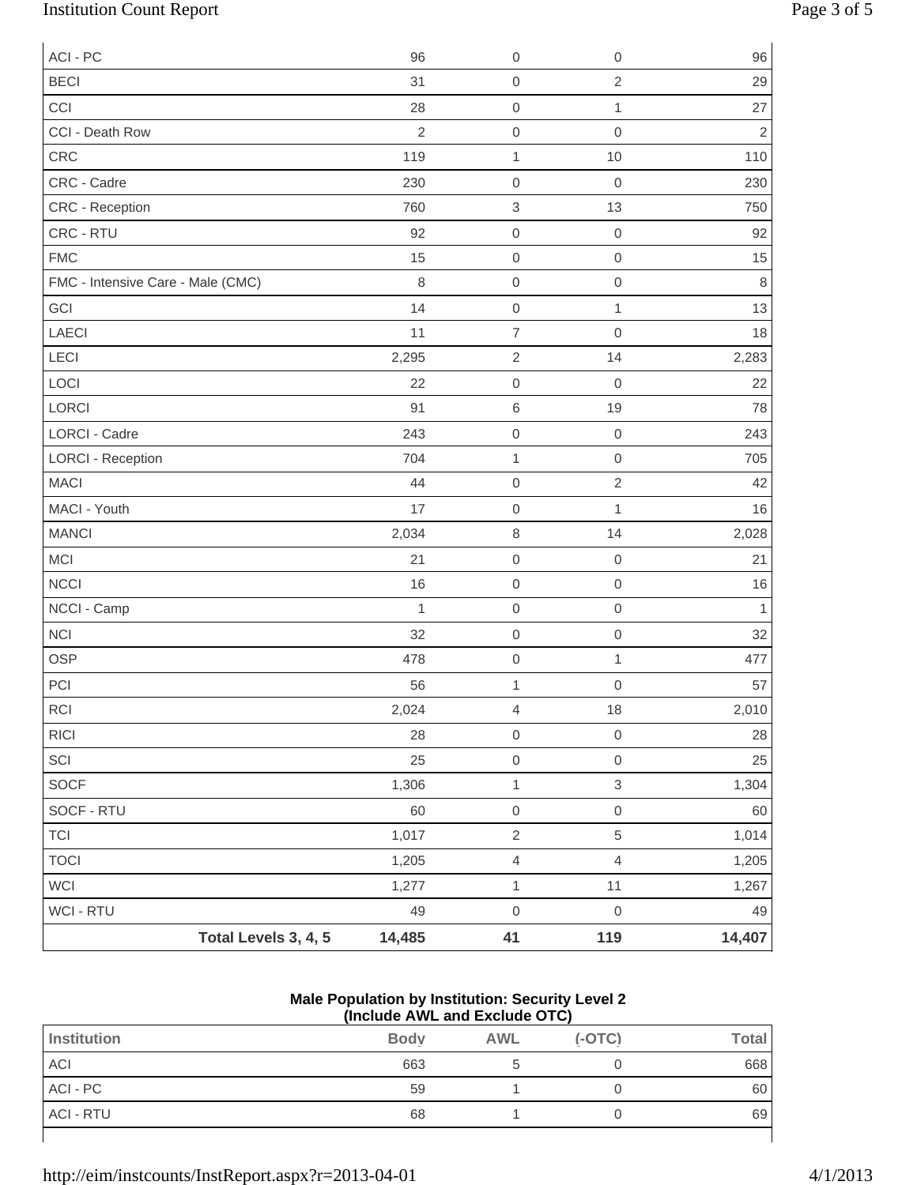| | | | | |
|---|---|---|---|---|
| ACI - PC | 96 | 0 | 0 | 96 |
| BECI | 31 | 0 | 2 | 29 |
| CCI | 28 | 0 | 1 | 27 |
| CCI - Death Row | 2 | 0 | 0 | 2 |
| CRC | 119 | 1 | 10 | 110 |
| CRC - Cadre | 230 | 0 | 0 | 230 |
| CRC - Reception | 760 | 3 | 13 | 750 |
| CRC - RTU | 92 | 0 | 0 | 92 |
| FMC | 15 | 0 | 0 | 15 |
| FMC - Intensive Care - Male (CMC) | 8 | 0 | 0 | 8 |
| GCI | 14 | 0 | 1 | 13 |
| LAECI | 11 | 7 | 0 | 18 |
| LECI | 2,295 | 2 | 14 | 2,283 |
| LOCI | 22 | 0 | 0 | 22 |
| LORCI | 91 | 6 | 19 | 78 |
| LORCI - Cadre | 243 | 0 | 0 | 243 |
| LORCI - Reception | 704 | 1 | 0 | 705 |
| MACI | 44 | 0 | 2 | 42 |
| MACI - Youth | 17 | 0 | 1 | 16 |
| MANCI | 2,034 | 8 | 14 | 2,028 |
| MCI | 21 | 0 | 0 | 21 |
| NCCI | 16 | 0 | 0 | 16 |
| NCCI - Camp | 1 | 0 | 0 | 1 |
| NCI | 32 | 0 | 0 | 32 |
| OSP | 478 | 0 | 1 | 477 |
| PCI | 56 | 1 | 0 | 57 |
| RCI | 2,024 | 4 | 18 | 2,010 |
| RICI | 28 | 0 | 0 | 28 |
| SCI | 25 | 0 | 0 | 25 |
| SOCF | 1,306 | 1 | 3 | 1,304 |
| SOCF - RTU | 60 | 0 | 0 | 60 |
| TCI | 1,017 | 2 | 5 | 1,014 |
| TOCI | 1,205 | 4 | 4 | 1,205 |
| WCI | 1,277 | 1 | 11 | 1,267 |
| WCI - RTU | 49 | 0 | 0 | 49 |
| **Total Levels 3, 4, 5** | **14,485** | **41** | **119** | **14,407** |

**Male Population by Institution: Security Level 2**
**(Include AWL and Exclude OTC)**

| Institution | Body | AWL | (-OTC) | Total |
|---|---|---|---|---|
| ACI | 663 | 5 | 0 | 668 |
| ACI - PC | 59 | 1 | 0 | 60 |
| ACI - RTU | 68 | 1 | 0 | 69 |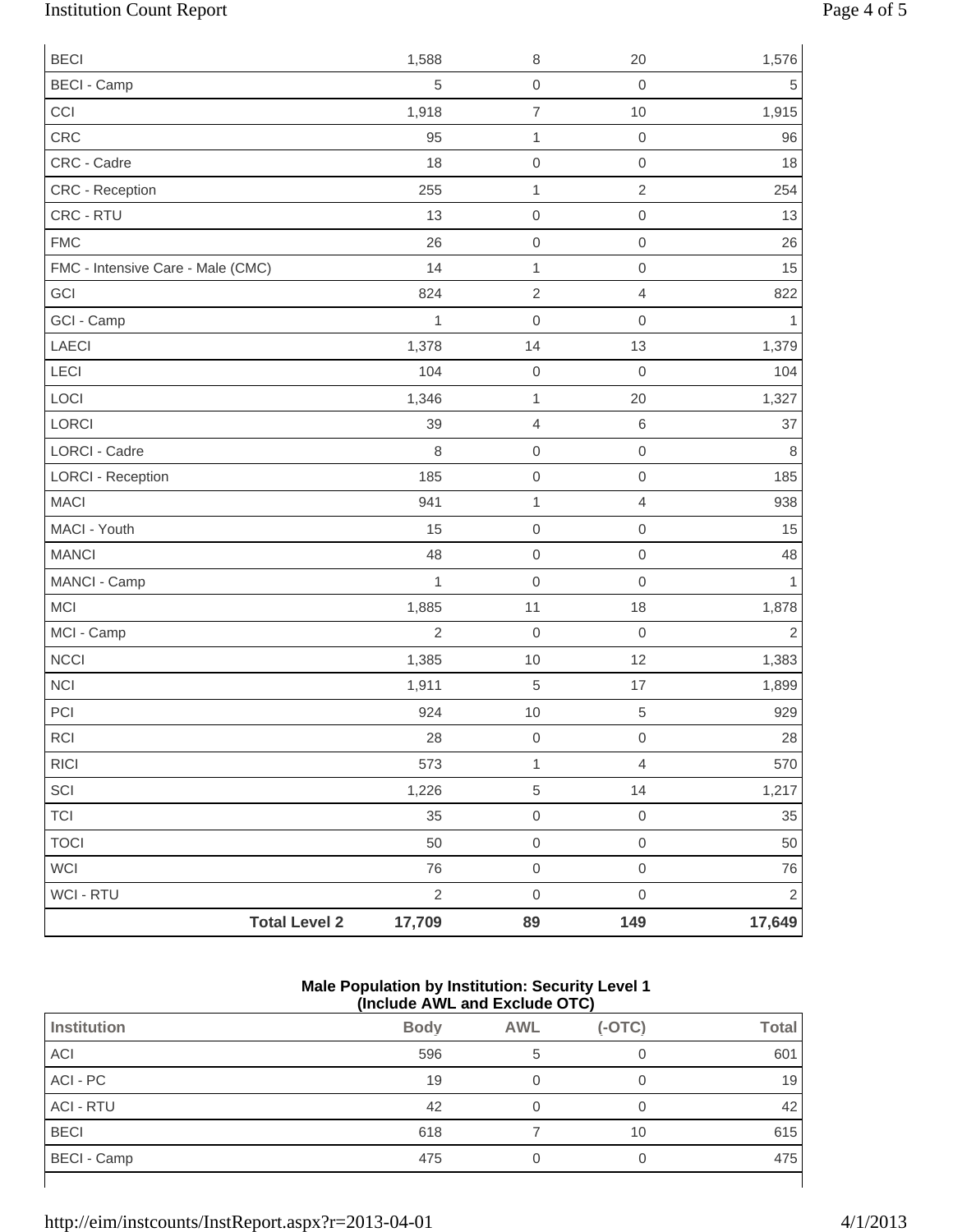| | | | | |
|---|---|---|---|---|
| BECI | 1,588 | 8 | 20 | 1,576 |
| BECI - Camp | 5 | 0 | 0 | 5 |
| CCI | 1,918 | 7 | 10 | 1,915 |
| CRC | 95 | 1 | 0 | 96 |
| CRC - Cadre | 18 | 0 | 0 | 18 |
| CRC - Reception | 255 | 1 | 2 | 254 |
| CRC - RTU | 13 | 0 | 0 | 13 |
| FMC | 26 | 0 | 0 | 26 |
| FMC - Intensive Care - Male (CMC) | 14 | 1 | 0 | 15 |
| GCI | 824 | 2 | 4 | 822 |
| GCI - Camp | 1 | 0 | 0 | 1 |
| LAECI | 1,378 | 14 | 13 | 1,379 |
| LECI | 104 | 0 | 0 | 104 |
| LOCI | 1,346 | 1 | 20 | 1,327 |
| LORCI | 39 | 4 | 6 | 37 |
| LORCI - Cadre | 8 | 0 | 0 | 8 |
| LORCI - Reception | 185 | 0 | 0 | 185 |
| MACI | 941 | 1 | 4 | 938 |
| MACI - Youth | 15 | 0 | 0 | 15 |
| MANCI | 48 | 0 | 0 | 48 |
| MANCI - Camp | 1 | 0 | 0 | 1 |
| MCI | 1,885 | 11 | 18 | 1,878 |
| MCI - Camp | 2 | 0 | 0 | 2 |
| NCCI | 1,385 | 10 | 12 | 1,383 |
| NCI | 1,911 | 5 | 17 | 1,899 |
| PCI | 924 | 10 | 5 | 929 |
| RCI | 28 | 0 | 0 | 28 |
| RICI | 573 | 1 | 4 | 570 |
| SCI | 1,226 | 5 | 14 | 1,217 |
| TCI | 35 | 0 | 0 | 35 |
| TOCI | 50 | 0 | 0 | 50 |
| WCI | 76 | 0 | 0 | 76 |
| WCI - RTU | 2 | 0 | 0 | 2 |
| **Total Level 2** | **17,709** | **89** | **149** | **17,649** |

**Male Population by Institution: Security Level 1 (Include AWL and Exclude OTC)**

| Institution | Body | AWL | (-OTC) | Total |
|---|---|---|---|---|
| ACI | 596 | 5 | 0 | 601 |
| ACI - PC | 19 | 0 | 0 | 19 |
| ACI - RTU | 42 | 0 | 0 | 42 |
| BECI | 618 | 7 | 10 | 615 |
| BECI - Camp | 475 | 0 | 0 | 475 |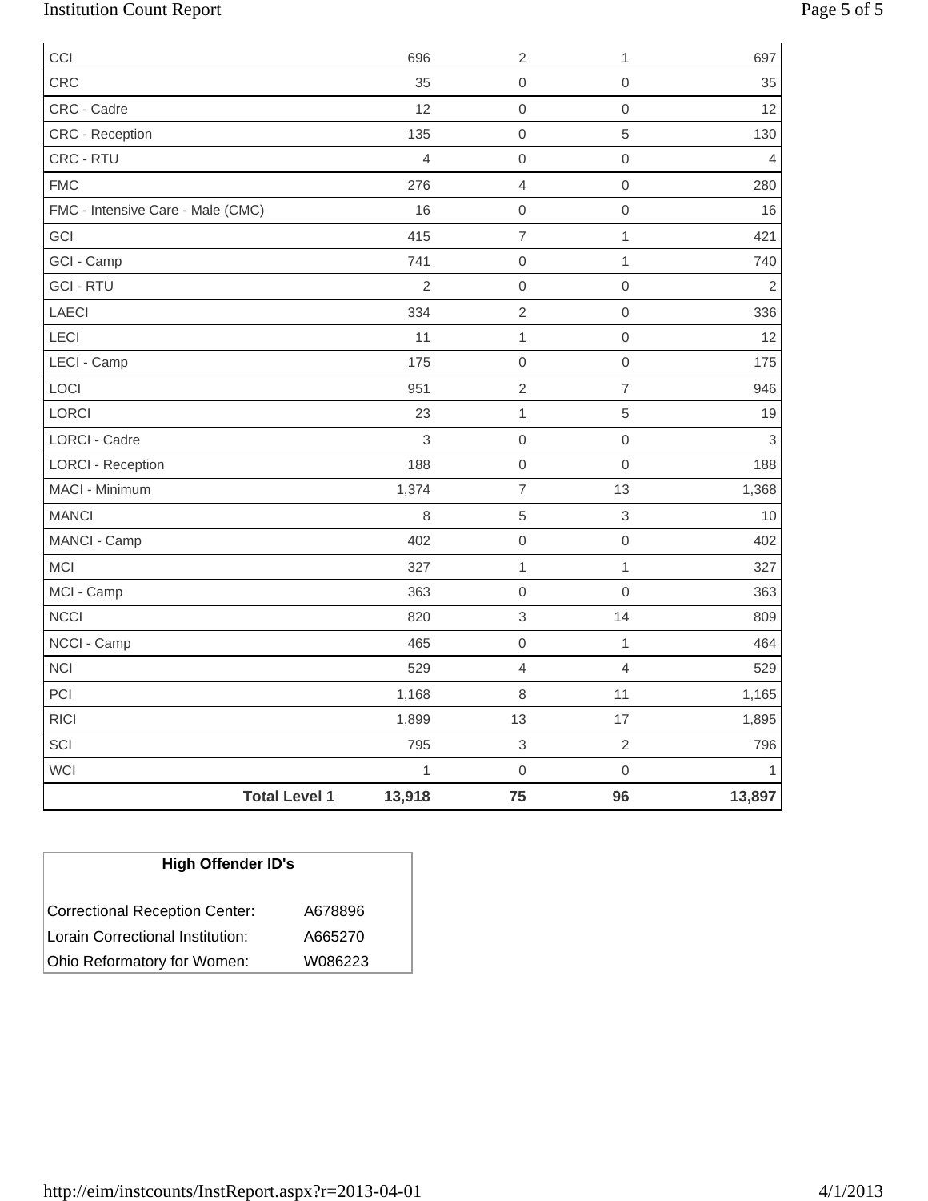| | | | | |
|---|---|---|---|---|
| CCI | 696 | 2 | 1 | 697 |
| CRC | 35 | 0 | 0 | 35 |
| CRC - Cadre | 12 | 0 | 0 | 12 |
| CRC - Reception | 135 | 0 | 5 | 130 |
| CRC - RTU | 4 | 0 | 0 | 4 |
| FMC | 276 | 4 | 0 | 280 |
| FMC - Intensive Care - Male (CMC) | 16 | 0 | 0 | 16 |
| GCI | 415 | 7 | 1 | 421 |
| GCI - Camp | 741 | 0 | 1 | 740 |
| GCI - RTU | 2 | 0 | 0 | 2 |
| LAECI | 334 | 2 | 0 | 336 |
| LECI | 11 | 1 | 0 | 12 |
| LECI - Camp | 175 | 0 | 0 | 175 |
| LOCI | 951 | 2 | 7 | 946 |
| LORCI | 23 | 1 | 5 | 19 |
| LORCI - Cadre | 3 | 0 | 0 | 3 |
| LORCI - Reception | 188 | 0 | 0 | 188 |
| MACI - Minimum | 1,374 | 7 | 13 | 1,368 |
| MANCI | 8 | 5 | 3 | 10 |
| MANCI - Camp | 402 | 0 | 0 | 402 |
| MCI | 327 | 1 | 1 | 327 |
| MCI - Camp | 363 | 0 | 0 | 363 |
| NCCI | 820 | 3 | 14 | 809 |
| NCCI - Camp | 465 | 0 | 1 | 464 |
| NCI | 529 | 4 | 4 | 529 |
| PCI | 1,168 | 8 | 11 | 1,165 |
| RICI | 1,899 | 13 | 17 | 1,895 |
| SCI | 795 | 3 | 2 | 796 |
| WCI | 1 | 0 | 0 | 1 |
| **Total Level 1** | **13,918** | **75** | **96** | **13,897** |

| High Offender ID's | |
|---|---|
| Correctional Reception Center: | A678896 |
| Lorain Correctional Institution: | A665270 |
| Ohio Reformatory for Women: | W086223 |